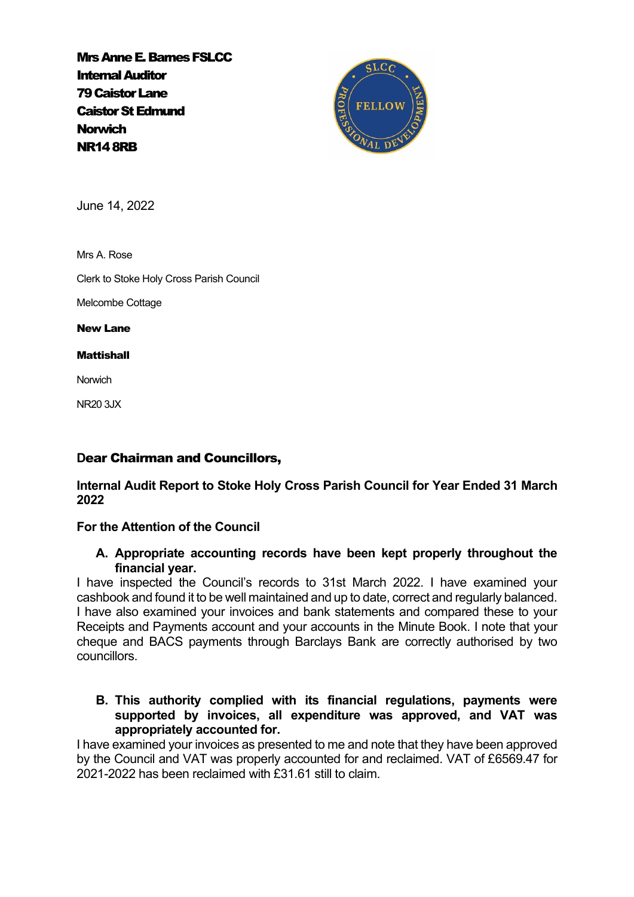**Mrs Anne E. Barnes FSLCC**
**Internal Auditor**
**79 Caistor Lane**
**Caistor St Edmund**
**Norwich**
**NR14 8RB**

June 14, 2022

Mrs A. Rose

Clerk to Stoke Holy Cross Parish Council

Melcombe Cottage

**New Lane**

**Mattishall**

Norwich

NR20 3JX

**Dear Chairman and Councillors,**

**Internal Audit Report to Stoke Holy Cross Parish Council for Year Ended 31 March 2022**

**For the Attention of the Council**

**A. Appropriate accounting records have been kept properly throughout the financial year.**

I have inspected the Council's records to 31st March 2022. I have examined your cashbook and found it to be well maintained and up to date, correct and regularly balanced. I have also examined your invoices and bank statements and compared these to your Receipts and Payments account and your accounts in the Minute Book. I note that your cheque and BACS payments through Barclays Bank are correctly authorised by two councillors.

**B. This authority complied with its financial regulations, payments were supported by invoices, all expenditure was approved, and VAT was appropriately accounted for.**

I have examined your invoices as presented to me and note that they have been approved by the Council and VAT was properly accounted for and reclaimed. VAT of £6569.47 for 2021-2022 has been reclaimed with £31.61 still to claim.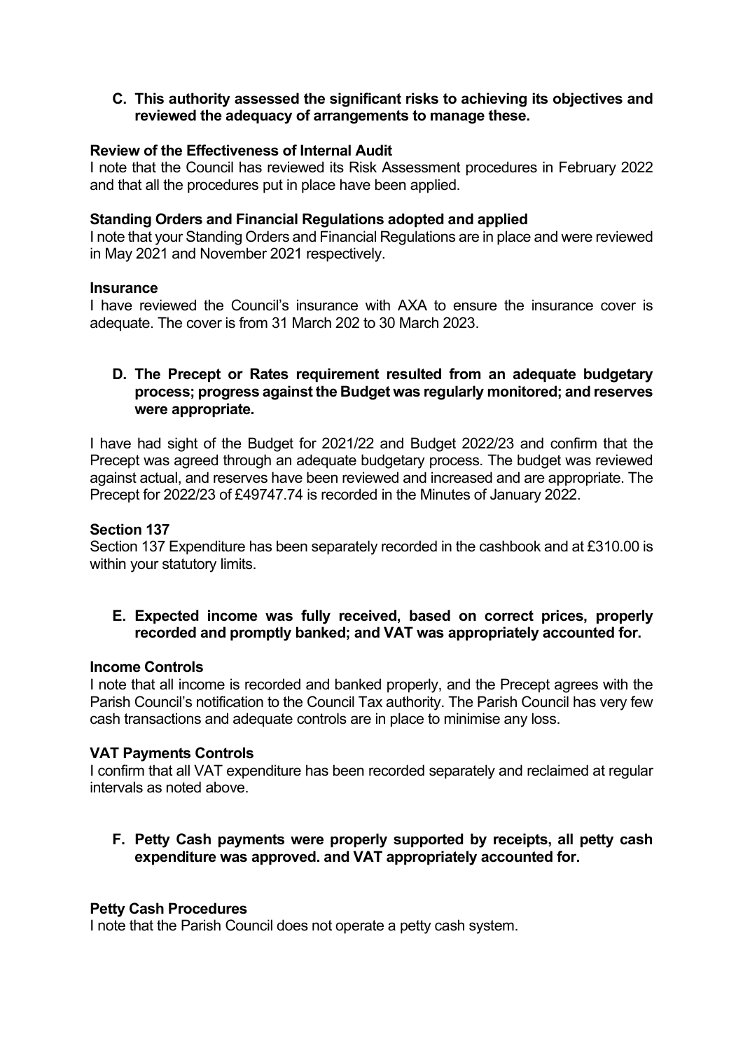**C. This authority assessed the significant risks to achieving its objectives and reviewed the adequacy of arrangements to manage these.**

**Review of the Effectiveness of Internal Audit**

I note that the Council has reviewed its Risk Assessment procedures in February 2022 and that all the procedures put in place have been applied.

**Standing Orders and Financial Regulations adopted and applied**

I note that your Standing Orders and Financial Regulations are in place and were reviewed in May 2021 and November 2021 respectively.

**Insurance**

I have reviewed the Council's insurance with AXA to ensure the insurance cover is adequate. The cover is from 31 March 202 to 30 March 2023.

**D. The Precept or Rates requirement resulted from an adequate budgetary process; progress against the Budget was regularly monitored; and reserves were appropriate.**

I have had sight of the Budget for 2021/22 and Budget 2022/23 and confirm that the Precept was agreed through an adequate budgetary process. The budget was reviewed against actual, and reserves have been reviewed and increased and are appropriate. The Precept for 2022/23 of £49747.74 is recorded in the Minutes of January 2022.

**Section 137**

Section 137 Expenditure has been separately recorded in the cashbook and at £310.00 is within your statutory limits.

**E. Expected income was fully received, based on correct prices, properly recorded and promptly banked; and VAT was appropriately accounted for.**

**Income Controls**

I note that all income is recorded and banked properly, and the Precept agrees with the Parish Council's notification to the Council Tax authority. The Parish Council has very few cash transactions and adequate controls are in place to minimise any loss.

**VAT Payments Controls**

I confirm that all VAT expenditure has been recorded separately and reclaimed at regular intervals as noted above.

**F. Petty Cash payments were properly supported by receipts, all petty cash expenditure was approved. and VAT appropriately accounted for.**

**Petty Cash Procedures**

I note that the Parish Council does not operate a petty cash system.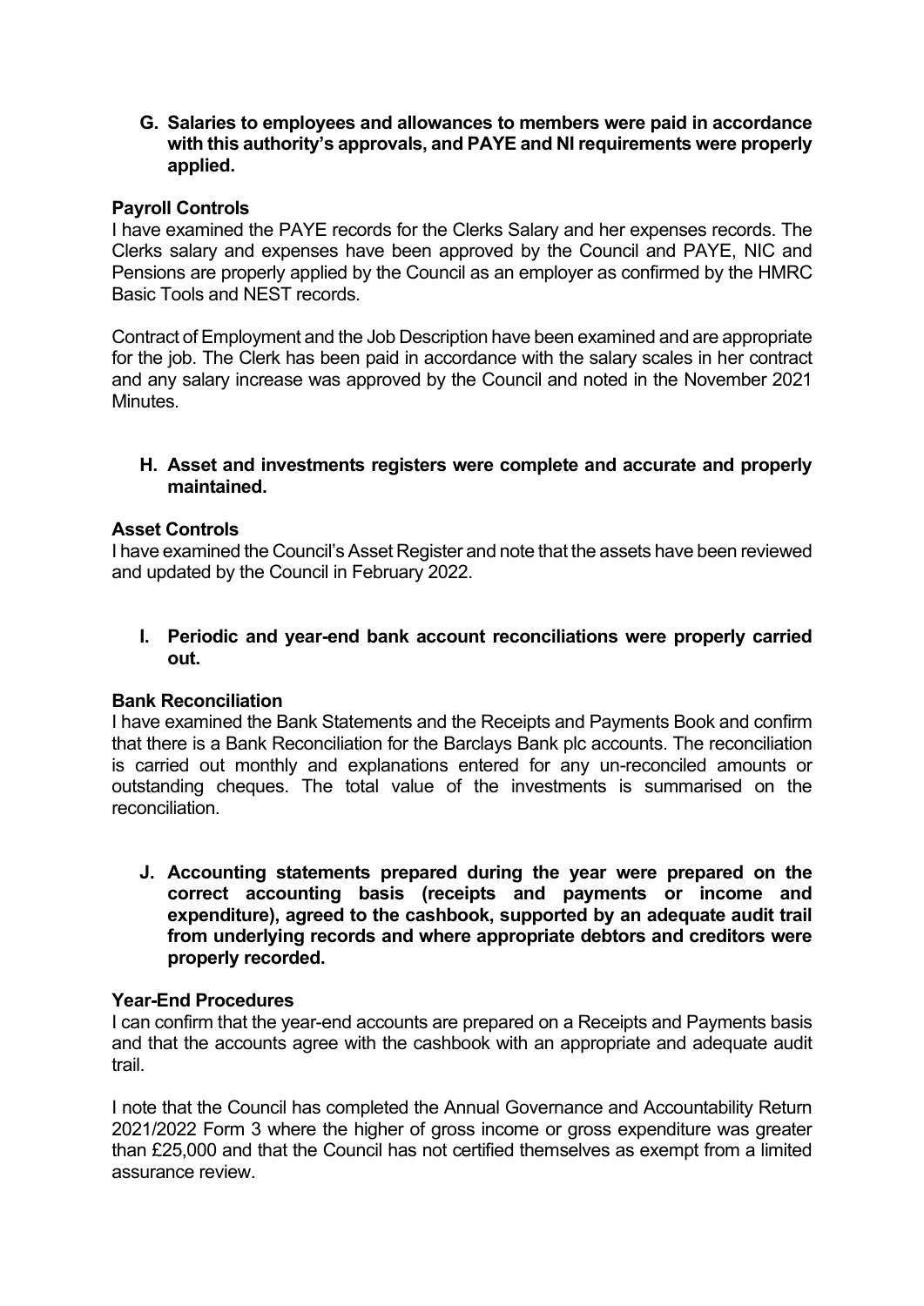**G. Salaries to employees and allowances to members were paid in accordance with this authority's approvals, and PAYE and NI requirements were properly applied.**

**Payroll Controls**

I have examined the PAYE records for the Clerks Salary and her expenses records. The Clerks salary and expenses have been approved by the Council and PAYE, NIC and Pensions are properly applied by the Council as an employer as confirmed by the HMRC Basic Tools and NEST records.

Contract of Employment and the Job Description have been examined and are appropriate for the job. The Clerk has been paid in accordance with the salary scales in her contract and any salary increase was approved by the Council and noted in the November 2021 Minutes.

**H. Asset and investments registers were complete and accurate and properly maintained.**

**Asset Controls**

I have examined the Council's Asset Register and note that the assets have been reviewed and updated by the Council in February 2022.

**I. Periodic and year-end bank account reconciliations were properly carried out.**

**Bank Reconciliation**

I have examined the Bank Statements and the Receipts and Payments Book and confirm that there is a Bank Reconciliation for the Barclays Bank plc accounts. The reconciliation is carried out monthly and explanations entered for any un-reconciled amounts or outstanding cheques. The total value of the investments is summarised on the reconciliation.

**J. Accounting statements prepared during the year were prepared on the correct accounting basis (receipts and payments or income and expenditure), agreed to the cashbook, supported by an adequate audit trail from underlying records and where appropriate debtors and creditors were properly recorded.**

**Year-End Procedures**

I can confirm that the year-end accounts are prepared on a Receipts and Payments basis and that the accounts agree with the cashbook with an appropriate and adequate audit trail.

I note that the Council has completed the Annual Governance and Accountability Return 2021/2022 Form 3 where the higher of gross income or gross expenditure was greater than £25,000 and that the Council has not certified themselves as exempt from a limited assurance review.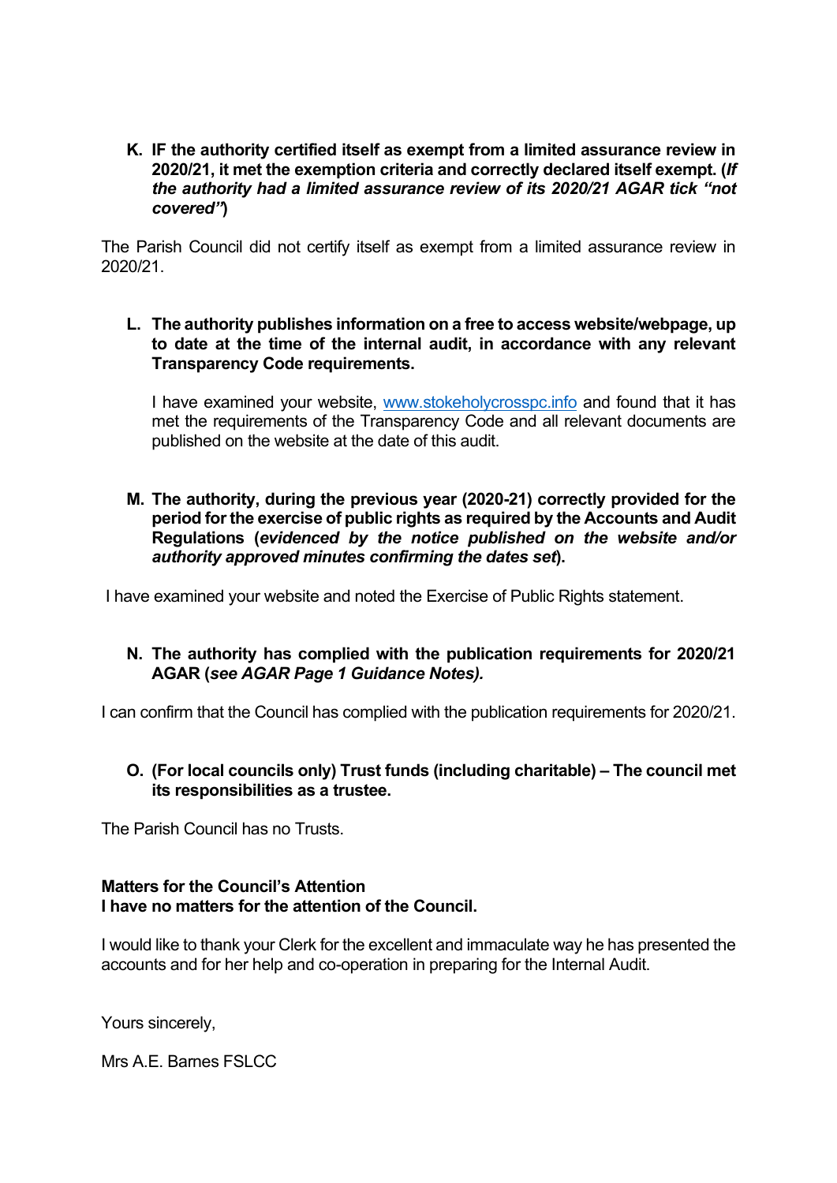**K. IF the authority certified itself as exempt from a limited assurance review in 2020/21, it met the exemption criteria and correctly declared itself exempt. (*If the authority had a limited assurance review of its 2020/21 AGAR tick "not covered"*)**

The Parish Council did not certify itself as exempt from a limited assurance review in 2020/21.

**L. The authority publishes information on a free to access website/webpage, up to date at the time of the internal audit, in accordance with any relevant Transparency Code requirements.**

I have examined your website, [www.stokeholycrosspc.info](http://www.stokeholycrosspc.info) and found that it has met the requirements of the Transparency Code and all relevant documents are published on the website at the date of this audit.

**M. The authority, during the previous year (2020-21) correctly provided for the period for the exercise of public rights as required by the Accounts and Audit Regulations (*evidenced by the notice published on the website and/or authority approved minutes confirming the dates set*).**

I have examined your website and noted the Exercise of Public Rights statement.

**N. The authority has complied with the publication requirements for 2020/21 AGAR (*see AGAR Page 1 Guidance Notes).***

I can confirm that the Council has complied with the publication requirements for 2020/21.

**O. (For local councils only) Trust funds (including charitable) – The council met its responsibilities as a trustee.**

The Parish Council has no Trusts.

**Matters for the Council's Attention**
**I have no matters for the attention of the Council.**

I would like to thank your Clerk for the excellent and immaculate way he has presented the accounts and for her help and co-operation in preparing for the Internal Audit.

Yours sincerely,

Mrs A.E. Barnes FSLCC